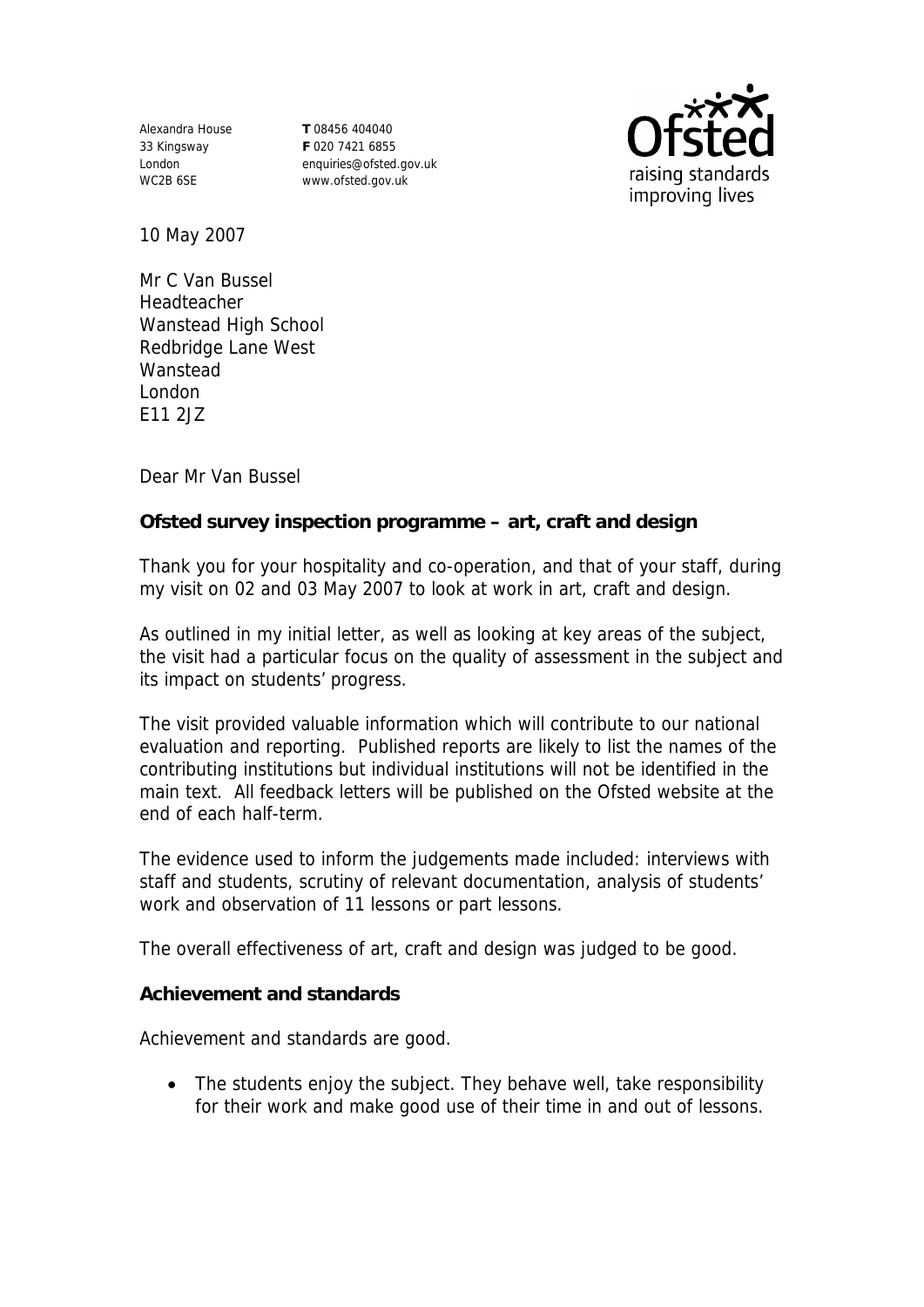Alexandra House
33 Kingsway
London
WC2B 6SE

**T** 08456 404040
**F** 020 7421 6855
enquiries@ofsted.gov.uk
www.ofsted.gov.uk

Ofsted
raising standards
improving lives

10 May 2007

Mr C Van Bussel
Headteacher
Wanstead High School
Redbridge Lane West
Wanstead
London
E11 2JZ

Dear Mr Van Bussel

**Ofsted survey inspection programme – art, craft and design**

Thank you for your hospitality and co-operation, and that of your staff, during my visit on 02 and 03 May 2007 to look at work in art, craft and design.

As outlined in my initial letter, as well as looking at key areas of the subject, the visit had a particular focus on the quality of assessment in the subject and its impact on students' progress.

The visit provided valuable information which will contribute to our national evaluation and reporting. Published reports are likely to list the names of the contributing institutions but individual institutions will not be identified in the main text. All feedback letters will be published on the Ofsted website at the end of each half-term.

The evidence used to inform the judgements made included: interviews with staff and students, scrutiny of relevant documentation, analysis of students' work and observation of 11 lessons or part lessons.

The overall effectiveness of art, craft and design was judged to be good.

**Achievement and standards**

Achievement and standards are good.

- The students enjoy the subject. They behave well, take responsibility for their work and make good use of their time in and out of lessons.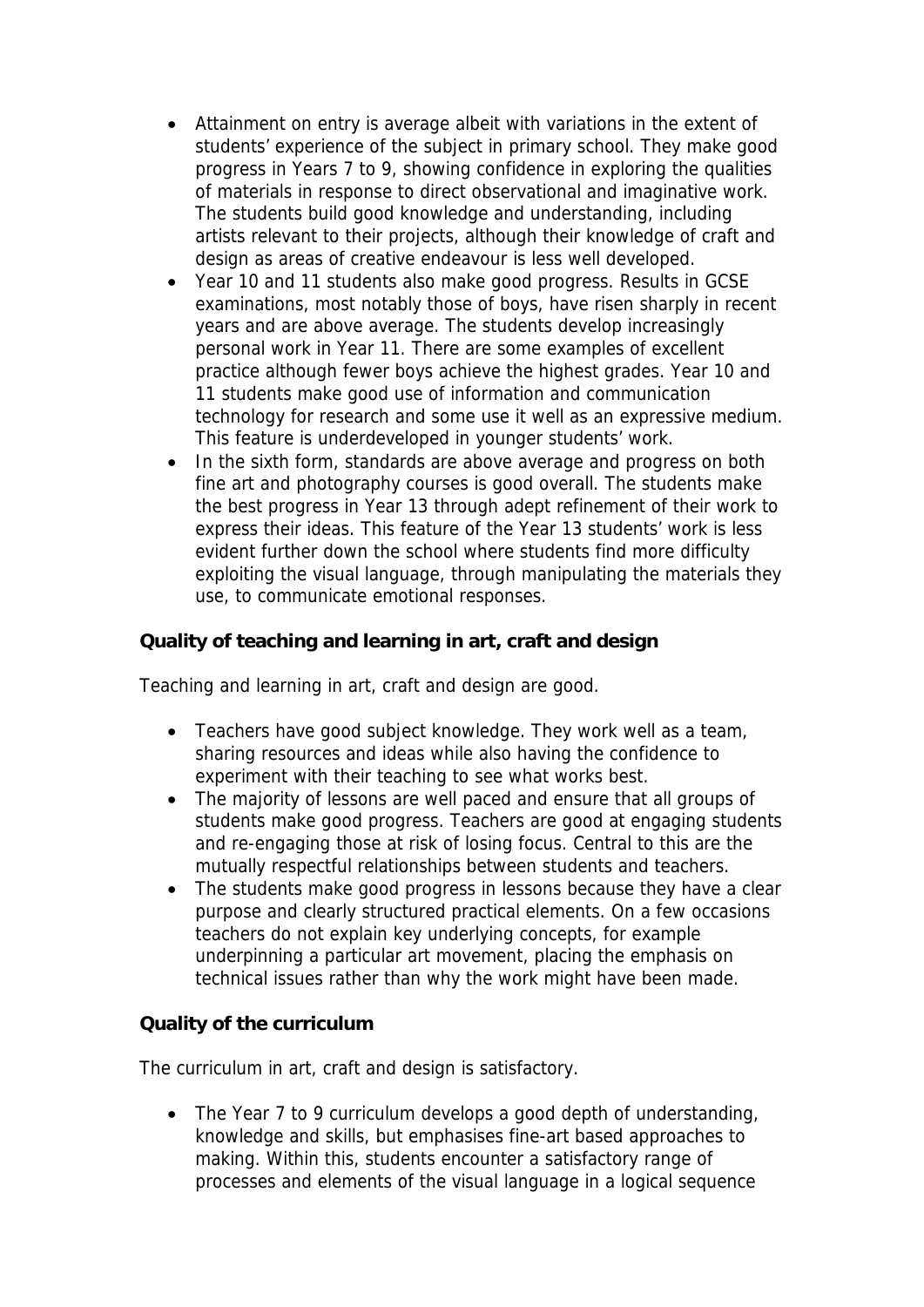- Attainment on entry is average albeit with variations in the extent of students' experience of the subject in primary school. They make good progress in Years 7 to 9, showing confidence in exploring the qualities of materials in response to direct observational and imaginative work. The students build good knowledge and understanding, including artists relevant to their projects, although their knowledge of craft and design as areas of creative endeavour is less well developed.
- Year 10 and 11 students also make good progress. Results in GCSE examinations, most notably those of boys, have risen sharply in recent years and are above average. The students develop increasingly personal work in Year 11. There are some examples of excellent practice although fewer boys achieve the highest grades. Year 10 and 11 students make good use of information and communication technology for research and some use it well as an expressive medium. This feature is underdeveloped in younger students' work.
- In the sixth form, standards are above average and progress on both fine art and photography courses is good overall. The students make the best progress in Year 13 through adept refinement of their work to express their ideas. This feature of the Year 13 students' work is less evident further down the school where students find more difficulty exploiting the visual language, through manipulating the materials they use, to communicate emotional responses.

**Quality of teaching and learning in art, craft and design**

Teaching and learning in art, craft and design are good.

- Teachers have good subject knowledge. They work well as a team, sharing resources and ideas while also having the confidence to experiment with their teaching to see what works best.
- The majority of lessons are well paced and ensure that all groups of students make good progress. Teachers are good at engaging students and re-engaging those at risk of losing focus. Central to this are the mutually respectful relationships between students and teachers.
- The students make good progress in lessons because they have a clear purpose and clearly structured practical elements. On a few occasions teachers do not explain key underlying concepts, for example underpinning a particular art movement, placing the emphasis on technical issues rather than why the work might have been made.

**Quality of the curriculum**

The curriculum in art, craft and design is satisfactory.

- The Year 7 to 9 curriculum develops a good depth of understanding, knowledge and skills, but emphasises fine-art based approaches to making. Within this, students encounter a satisfactory range of processes and elements of the visual language in a logical sequence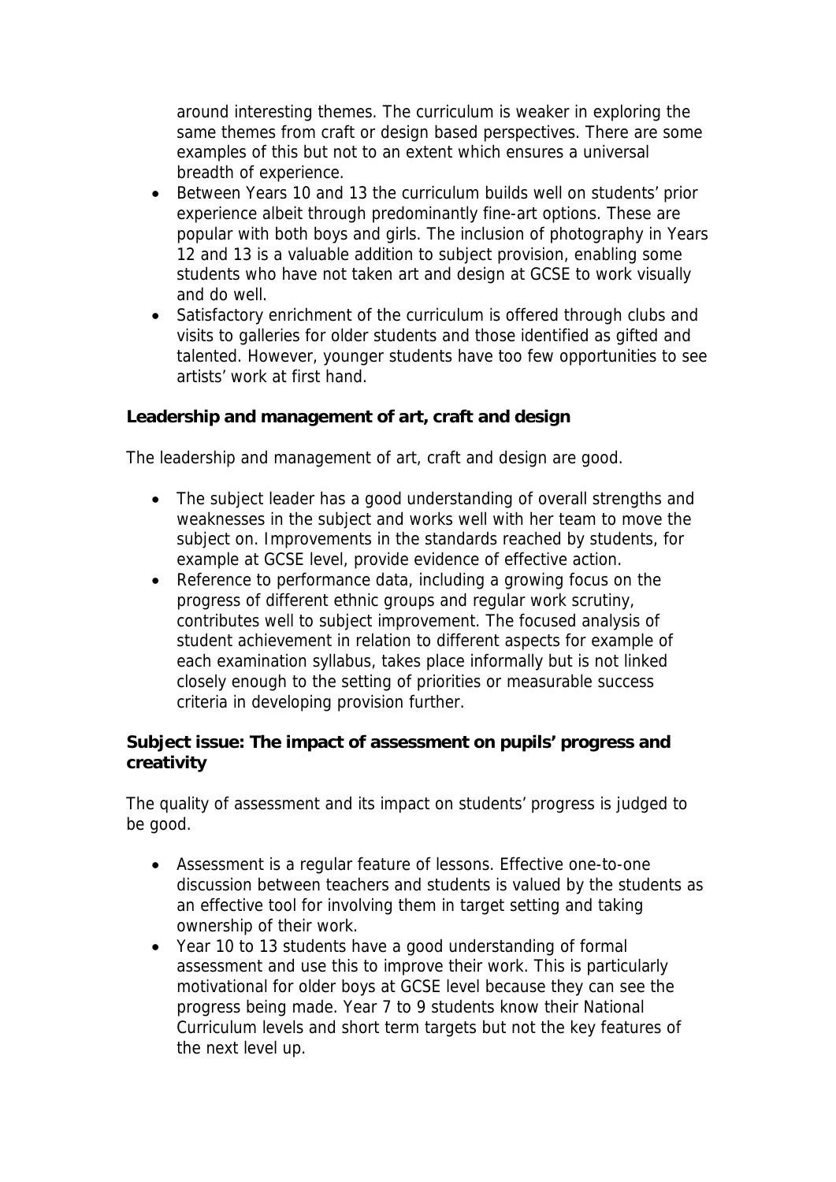around interesting themes. The curriculum is weaker in exploring the same themes from craft or design based perspectives. There are some examples of this but not to an extent which ensures a universal breadth of experience.

- Between Years 10 and 13 the curriculum builds well on students' prior experience albeit through predominantly fine-art options. These are popular with both boys and girls. The inclusion of photography in Years 12 and 13 is a valuable addition to subject provision, enabling some students who have not taken art and design at GCSE to work visually and do well.
- Satisfactory enrichment of the curriculum is offered through clubs and visits to galleries for older students and those identified as gifted and talented. However, younger students have too few opportunities to see artists' work at first hand.

**Leadership and management of art, craft and design**

The leadership and management of art, craft and design are good.

- The subject leader has a good understanding of overall strengths and weaknesses in the subject and works well with her team to move the subject on. Improvements in the standards reached by students, for example at GCSE level, provide evidence of effective action.
- Reference to performance data, including a growing focus on the progress of different ethnic groups and regular work scrutiny, contributes well to subject improvement. The focused analysis of student achievement in relation to different aspects for example of each examination syllabus, takes place informally but is not linked closely enough to the setting of priorities or measurable success criteria in developing provision further.

**Subject issue: The impact of assessment on pupils' progress and creativity**

The quality of assessment and its impact on students' progress is judged to be good.

- Assessment is a regular feature of lessons. Effective one-to-one discussion between teachers and students is valued by the students as an effective tool for involving them in target setting and taking ownership of their work.
- Year 10 to 13 students have a good understanding of formal assessment and use this to improve their work. This is particularly motivational for older boys at GCSE level because they can see the progress being made. Year 7 to 9 students know their National Curriculum levels and short term targets but not the key features of the next level up.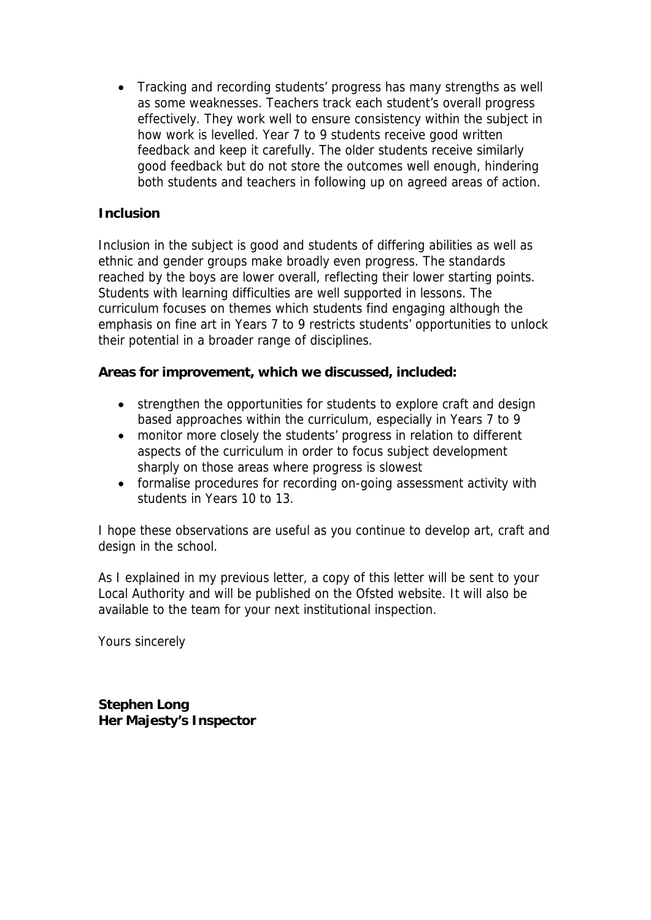- Tracking and recording students' progress has many strengths as well as some weaknesses. Teachers track each student's overall progress effectively. They work well to ensure consistency within the subject in how work is levelled. Year 7 to 9 students receive good written feedback and keep it carefully. The older students receive similarly good feedback but do not store the outcomes well enough, hindering both students and teachers in following up on agreed areas of action.

**Inclusion**

Inclusion in the subject is good and students of differing abilities as well as ethnic and gender groups make broadly even progress. The standards reached by the boys are lower overall, reflecting their lower starting points. Students with learning difficulties are well supported in lessons. The curriculum focuses on themes which students find engaging although the emphasis on fine art in Years 7 to 9 restricts students' opportunities to unlock their potential in a broader range of disciplines.

**Areas for improvement, which we discussed, included:**

- strengthen the opportunities for students to explore craft and design based approaches within the curriculum, especially in Years 7 to 9
- monitor more closely the students' progress in relation to different aspects of the curriculum in order to focus subject development sharply on those areas where progress is slowest
- formalise procedures for recording on-going assessment activity with students in Years 10 to 13.

I hope these observations are useful as you continue to develop art, craft and design in the school.

As I explained in my previous letter, a copy of this letter will be sent to your Local Authority and will be published on the Ofsted website. It will also be available to the team for your next institutional inspection.

Yours sincerely

**Stephen Long**
**Her Majesty's Inspector**